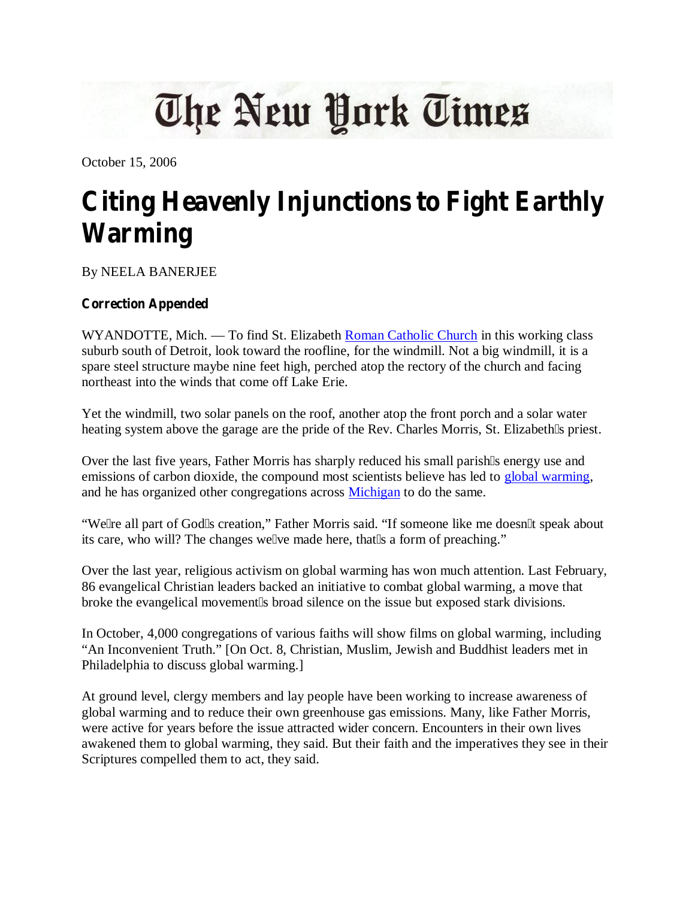# The New York Times

October 15, 2006

# Citing Heavenly Injunctions to Fight Earthly Warming

By NEELA BANERJEE

**Correction Appended**

WYANDOTTE, Mich. — To find St. Elizabeth Roman Catholic Church in this working class suburb south of Detroit, look toward the roofline, for the windmill. Not a big windmill, it is a spare steel structure maybe nine feet high, perched atop the rectory of the church and facing northeast into the winds that come off Lake Erie.

Yet the windmill, two solar panels on the roof, another atop the front porch and a solar water heating system above the garage are the pride of the Rev. Charles Morris, St. Elizabeth's priest.

Over the last five years, Father Morris has sharply reduced his small parish's energy use and emissions of carbon dioxide, the compound most scientists believe has led to global warming, and he has organized other congregations across Michigan to do the same.

"We're all part of God's creation," Father Morris said. "If someone like me doesn't speak about its care, who will? The changes we've made here, that's a form of preaching."

Over the last year, religious activism on global warming has won much attention. Last February, 86 evangelical Christian leaders backed an initiative to combat global warming, a move that broke the evangelical movement's broad silence on the issue but exposed stark divisions.

In October, 4,000 congregations of various faiths will show films on global warming, including "An Inconvenient Truth." [On Oct. 8, Christian, Muslim, Jewish and Buddhist leaders met in Philadelphia to discuss global warming.]

At ground level, clergy members and lay people have been working to increase awareness of global warming and to reduce their own greenhouse gas emissions. Many, like Father Morris, were active for years before the issue attracted wider concern. Encounters in their own lives awakened them to global warming, they said. But their faith and the imperatives they see in their Scriptures compelled them to act, they said.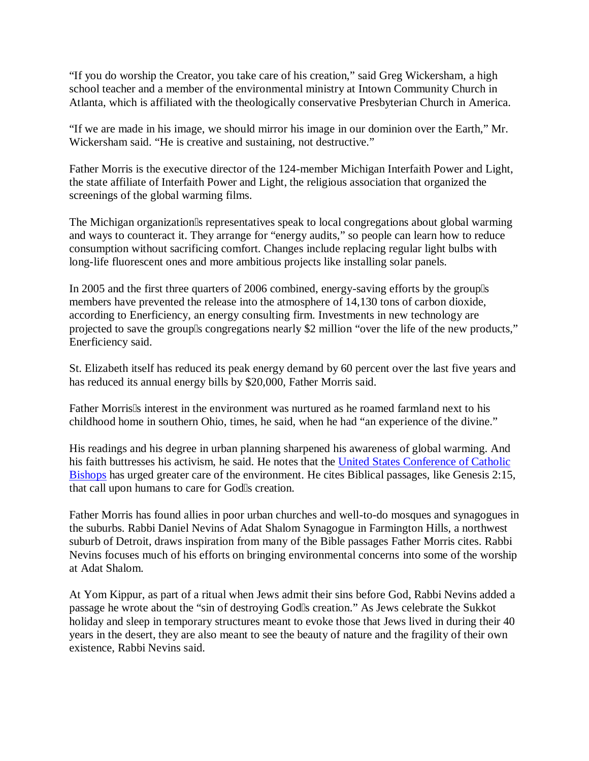"If you do worship the Creator, you take care of his creation," said Greg Wickersham, a high school teacher and a member of the environmental ministry at Intown Community Church in Atlanta, which is affiliated with the theologically conservative Presbyterian Church in America.

"If we are made in his image, we should mirror his image in our dominion over the Earth," Mr. Wickersham said. "He is creative and sustaining, not destructive."

Father Morris is the executive director of the 124-member Michigan Interfaith Power and Light, the state affiliate of Interfaith Power and Light, the religious association that organized the screenings of the global warming films.

The Michigan organization's representatives speak to local congregations about global warming and ways to counteract it. They arrange for "energy audits," so people can learn how to reduce consumption without sacrificing comfort. Changes include replacing regular light bulbs with long-life fluorescent ones and more ambitious projects like installing solar panels.

In 2005 and the first three quarters of 2006 combined, energy-saving efforts by the group's members have prevented the release into the atmosphere of 14,130 tons of carbon dioxide, according to Enerficiency, an energy consulting firm. Investments in new technology are projected to save the group's congregations nearly $2 million "over the life of the new products," Enerficiency said.

St. Elizabeth itself has reduced its peak energy demand by 60 percent over the last five years and has reduced its annual energy bills by $20,000, Father Morris said.

Father Morris's interest in the environment was nurtured as he roamed farmland next to his childhood home in southern Ohio, times, he said, when he had "an experience of the divine."

His readings and his degree in urban planning sharpened his awareness of global warming. And his faith buttresses his activism, he said. He notes that the United States Conference of Catholic Bishops has urged greater care of the environment. He cites Biblical passages, like Genesis 2:15, that call upon humans to care for God's creation.

Father Morris has found allies in poor urban churches and well-to-do mosques and synagogues in the suburbs. Rabbi Daniel Nevins of Adat Shalom Synagogue in Farmington Hills, a northwest suburb of Detroit, draws inspiration from many of the Bible passages Father Morris cites. Rabbi Nevins focuses much of his efforts on bringing environmental concerns into some of the worship at Adat Shalom.

At Yom Kippur, as part of a ritual when Jews admit their sins before God, Rabbi Nevins added a passage he wrote about the "sin of destroying God's creation." As Jews celebrate the Sukkot holiday and sleep in temporary structures meant to evoke those that Jews lived in during their 40 years in the desert, they are also meant to see the beauty of nature and the fragility of their own existence, Rabbi Nevins said.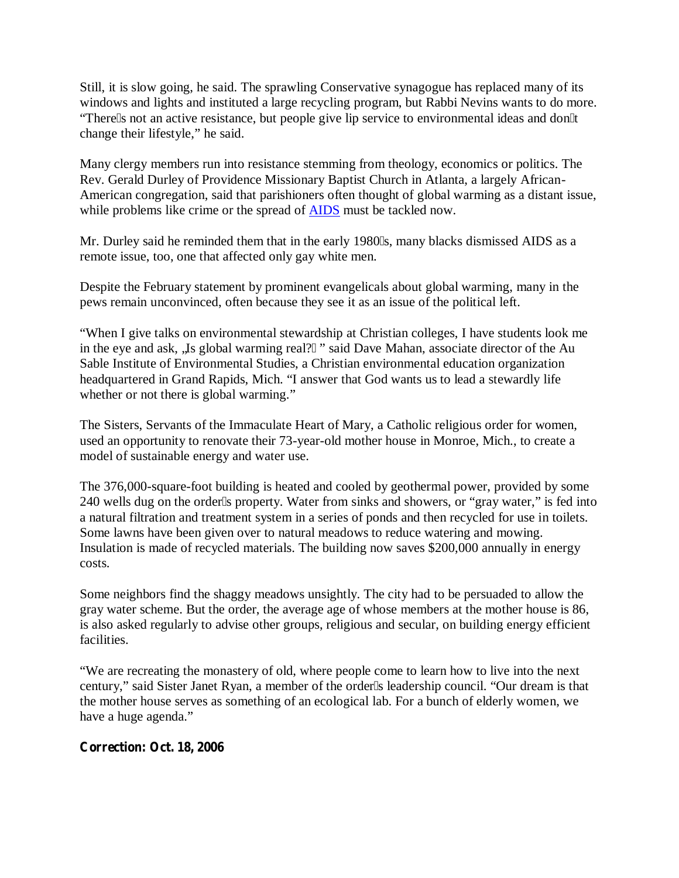Still, it is slow going, he said. The sprawling Conservative synagogue has replaced many of its windows and lights and instituted a large recycling program, but Rabbi Nevins wants to do more. "There's not an active resistance, but people give lip service to environmental ideas and don't change their lifestyle," he said.

Many clergy members run into resistance stemming from theology, economics or politics. The Rev. Gerald Durley of Providence Missionary Baptist Church in Atlanta, a largely African-American congregation, said that parishioners often thought of global warming as a distant issue, while problems like crime or the spread of AIDS must be tackled now.

Mr. Durley said he reminded them that in the early 1980's, many blacks dismissed AIDS as a remote issue, too, one that affected only gay white men.

Despite the February statement by prominent evangelicals about global warming, many in the pews remain unconvinced, often because they see it as an issue of the political left.

"When I give talks on environmental stewardship at Christian colleges, I have students look me in the eye and ask, 'Is global warming real?' " said Dave Mahan, associate director of the Au Sable Institute of Environmental Studies, a Christian environmental education organization headquartered in Grand Rapids, Mich. "I answer that God wants us to lead a stewardly life whether or not there is global warming."

The Sisters, Servants of the Immaculate Heart of Mary, a Catholic religious order for women, used an opportunity to renovate their 73-year-old mother house in Monroe, Mich., to create a model of sustainable energy and water use.

The 376,000-square-foot building is heated and cooled by geothermal power, provided by some 240 wells dug on the order's property. Water from sinks and showers, or "gray water," is fed into a natural filtration and treatment system in a series of ponds and then recycled for use in toilets. Some lawns have been given over to natural meadows to reduce watering and mowing. Insulation is made of recycled materials. The building now saves $200,000 annually in energy costs.

Some neighbors find the shaggy meadows unsightly. The city had to be persuaded to allow the gray water scheme. But the order, the average age of whose members at the mother house is 86, is also asked regularly to advise other groups, religious and secular, on building energy efficient facilities.

"We are recreating the monastery of old, where people come to learn how to live into the next century," said Sister Janet Ryan, a member of the order's leadership council. "Our dream is that the mother house serves as something of an ecological lab. For a bunch of elderly women, we have a huge agenda."

**Correction: Oct. 18, 2006**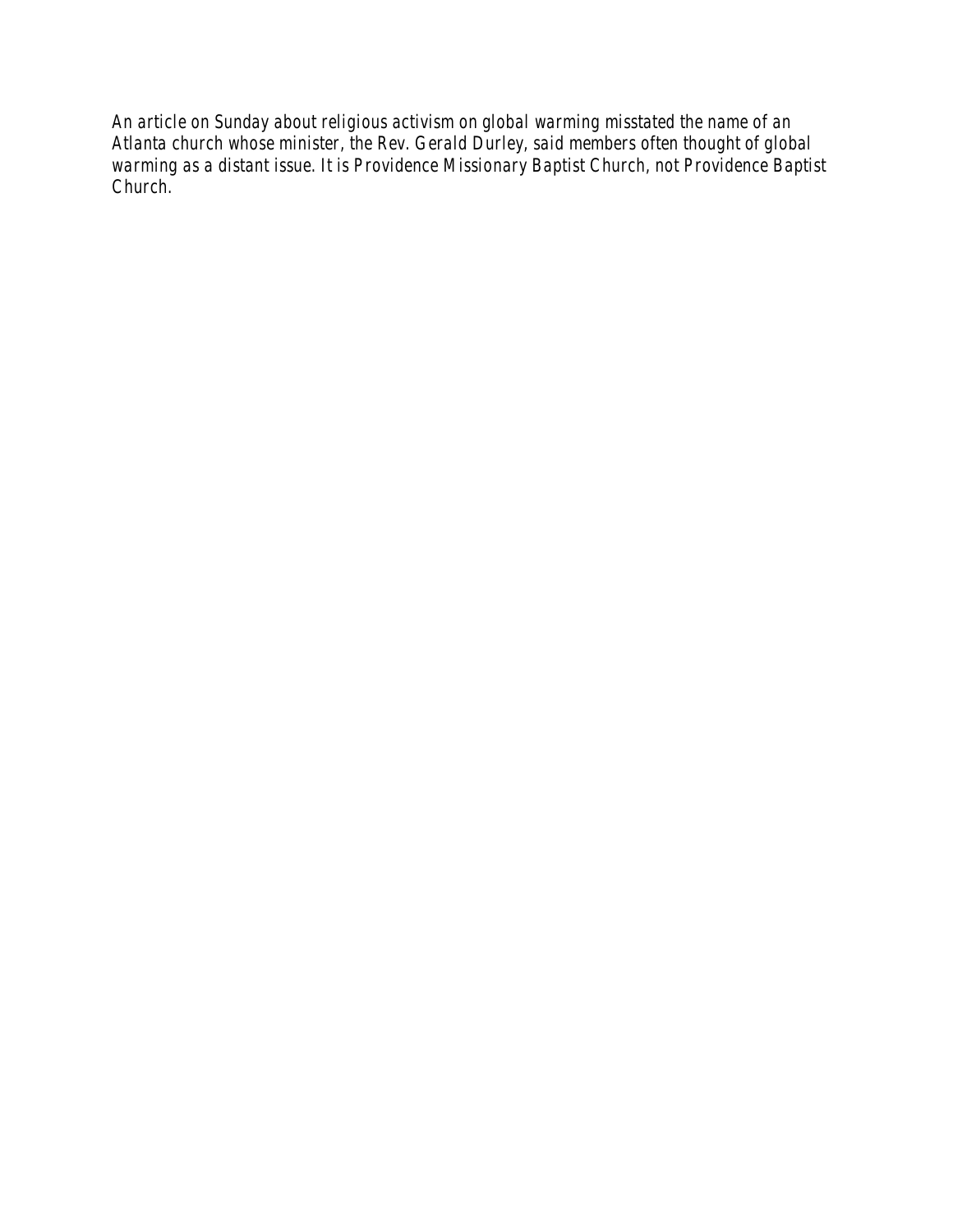An article on Sunday about religious activism on global warming misstated the name of an Atlanta church whose minister, the Rev. Gerald Durley, said members often thought of global warming as a distant issue. It is Providence Missionary Baptist Church, not Providence Baptist Church.